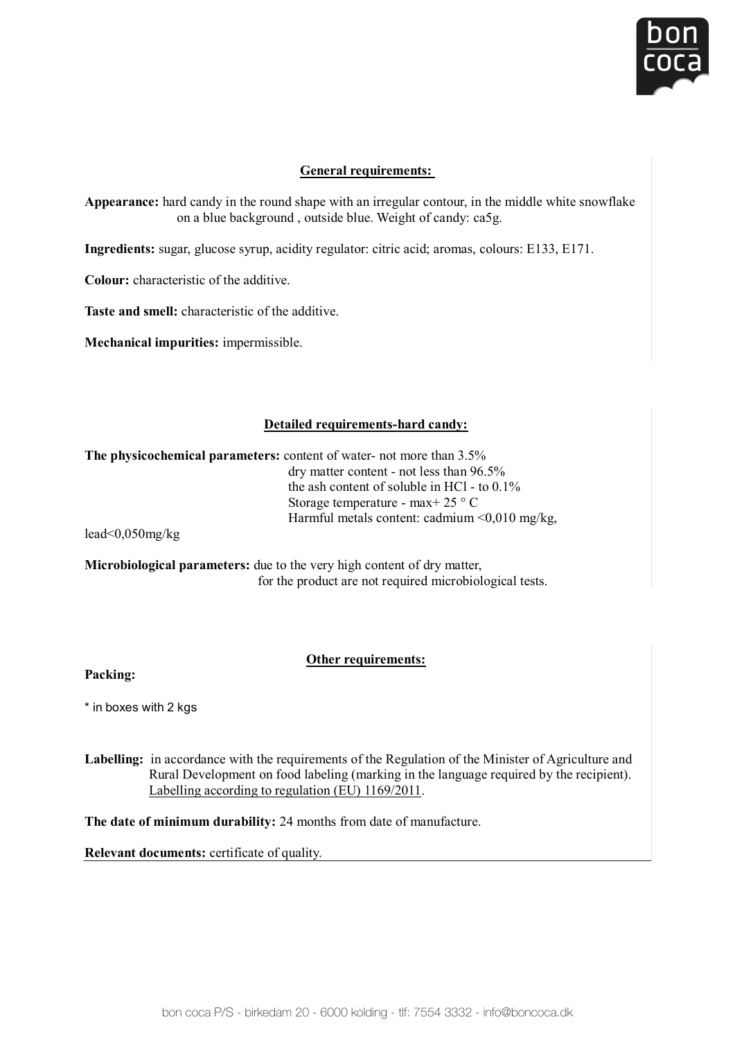## General requirements:

**Appearance:** hard candy in the round shape with an irregular contour, in the middle white snowflake on a blue background , outside blue. Weight of candy: ca5g.

**Ingredients:** sugar, glucose syrup, acidity regulator: citric acid; aromas, colours: E133, E171.

**Colour:** characteristic of the additive.

**Taste and smell:** characteristic of the additive.

**Mechanical impurities:** impermissible.

## Detailed requirements-hard candy:

**The physicochemical parameters:** content of water- not more than 3.5%
dry matter content - not less than 96.5%
the ash content of soluble in HCl - to 0.1%
Storage temperature - max+ 25 ° C
Harmful metals content: cadmium <0,010 mg/kg,
lead<0,050mg/kg

**Microbiological parameters:** due to the very high content of dry matter, for the product are not required microbiological tests.

## Other requirements:

**Packing:**

* in boxes with 2 kgs

**Labelling:** in accordance with the requirements of the Regulation of the Minister of Agriculture and Rural Development on food labeling (marking in the language required by the recipient). Labelling according to regulation (EU) 1169/2011.

**The date of minimum durability:** 24 months from date of manufacture.

**Relevant documents:** certificate of quality.

bon coca P/S - birkedam 20 - 6000 kolding - tlf: 7554 3332 - info@boncoca.dk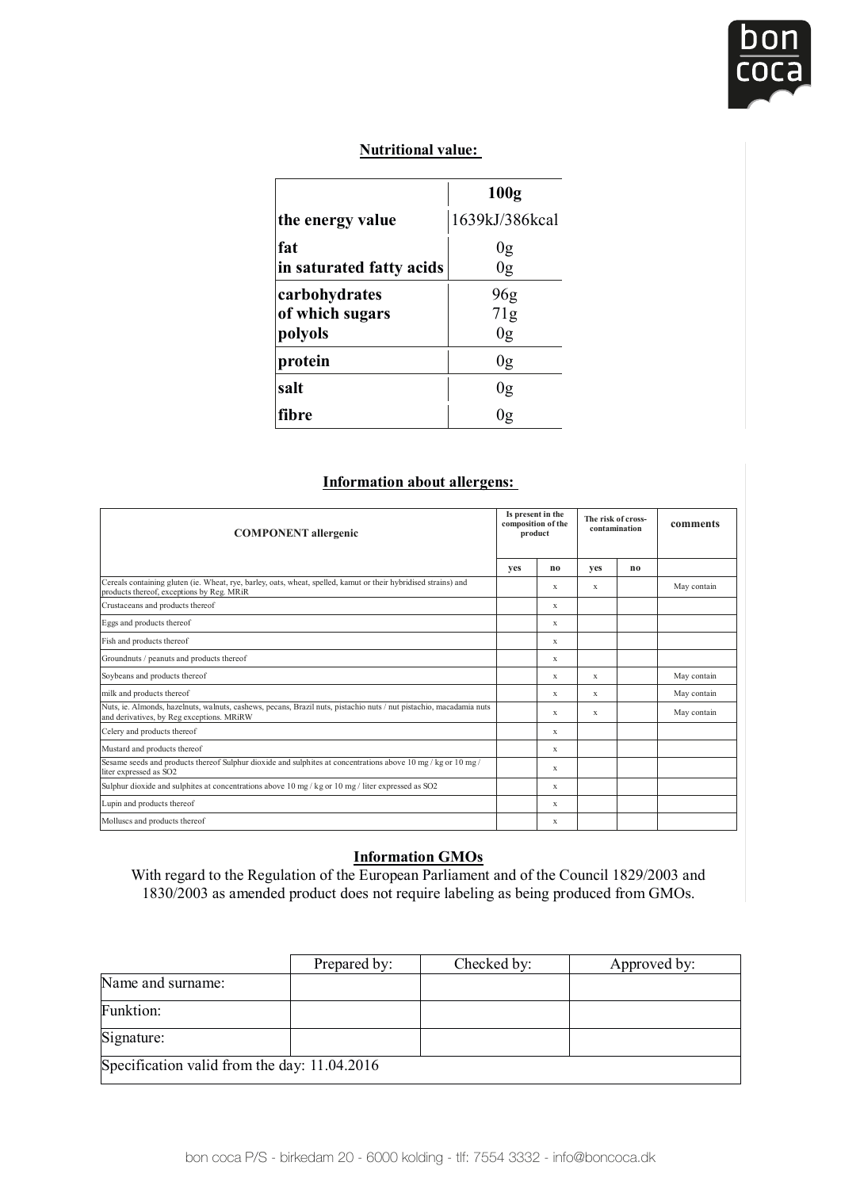## Nutritional value:

| | 100g |
|---|---|
| the energy value | 1639kJ/386kcal |
| fat | 0g |
| in saturated fatty acids | 0g |
| carbohydrates | 96g |
| of which sugars | 71g |
| polyols | 0g |
| protein | 0g |
| salt | 0g |
| fibre | 0g |

## Information about allergens:

| COMPONENT allergenic | Is present in the composition of the product | | The risk of cross-contamination | | comments |
|---|---|---|---|---|---|
| | yes | no | yes | no | |
| Cereals containing gluten (ie. Wheat, rye, barley, oats, wheat, spelled, kamut or their hybridised strains) and products thereof, exceptions by Reg. MRiR | | x | x | | May contain |
| Crustaceans and products thereof | | x | | | |
| Eggs and products thereof | | x | | | |
| Fish and products thereof | | x | | | |
| Groundnuts / peanuts and products thereof | | x | | | |
| Soybeans and products thereof | | x | x | | May contain |
| milk and products thereof | | x | x | | May contain |
| Nuts, ie. Almonds, hazelnuts, walnuts, cashews, pecans, Brazil nuts, pistachio nuts / nut pistachio, macadamia nuts and derivatives, by Reg exceptions. MRiRW | | x | x | | May contain |
| Celery and products thereof | | x | | | |
| Mustard and products thereof | | x | | | |
| Sesame seeds and products thereof Sulphur dioxide and sulphites at concentrations above 10 mg / kg or 10 mg / liter expressed as SO2 | | x | | | |
| Sulphur dioxide and sulphites at concentrations above 10 mg / kg or 10 mg / liter expressed as SO2 | | x | | | |
| Lupin and products thereof | | x | | | |
| Molluscs and products thereof | | x | | | |

## Information GMOs

With regard to the Regulation of the European Parliament and of the Council 1829/2003 and 1830/2003 as amended product does not require labeling as being produced from GMOs.

| | Prepared by: | Checked by: | Approved by: |
|---|---|---|---|
| Name and surname: | | | |
| Funktion: | | | |
| Signature: | | | |
| Specification valid from the day: 11.04.2016 | | | |

bon coca P/S - birkedam 20 - 6000 kolding - tlf: 7554 3332 - info@boncoca.dk